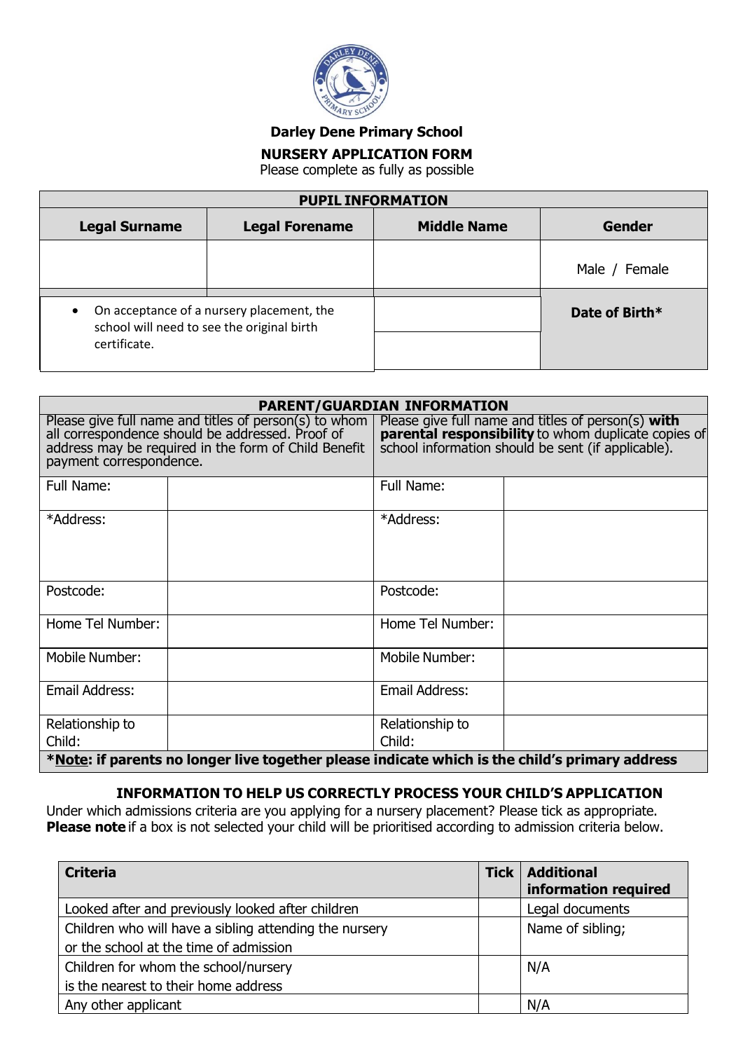**Darley Dene Primary School**

# NURSERY APPLICATION FORM

Please complete as fully as possible

| PUPIL INFORMATION | | | |
|---|---|---|---|
| **Legal Surname** | **Legal Forename** | **Middle Name** | **Gender** |
| | | | Male / Female |
| • On acceptance of a nursery placement, the school will need to see the original birth certificate. | | | **Date of Birth*** |

| PARENT/GUARDIAN INFORMATION | | | |
|---|---|---|---|
| Please give full name and titles of person(s) to whom all correspondence should be addressed. Proof of address may be required in the form of Child Benefit payment correspondence. | | Please give full name and titles of person(s) **with parental responsibility** to whom duplicate copies of school information should be sent (if applicable). | |
| Full Name: | | Full Name: | |
| *Address: | | *Address: | |
| Postcode: | | Postcode: | |
| Home Tel Number: | | Home Tel Number: | |
| Mobile Number: | | Mobile Number: | |
| Email Address: | | Email Address: | |
| Relationship to Child: | | Relationship to Child: | |
| ***Note: if parents no longer live together please indicate which is the child's primary address** | | | |

## INFORMATION TO HELP US CORRECTLY PROCESS YOUR CHILD'S APPLICATION

Under which admissions criteria are you applying for a nursery placement? Please tick as appropriate.
**Please note** if a box is not selected your child will be prioritised according to admission criteria below.

| Criteria | Tick | Additional information required |
|---|---|---|
| Looked after and previously looked after children | | Legal documents |
| Children who will have a sibling attending the nursery or the school at the time of admission | | Name of sibling; |
| Children for whom the school/nursery is the nearest to their home address | | N/A |
| Any other applicant | | N/A |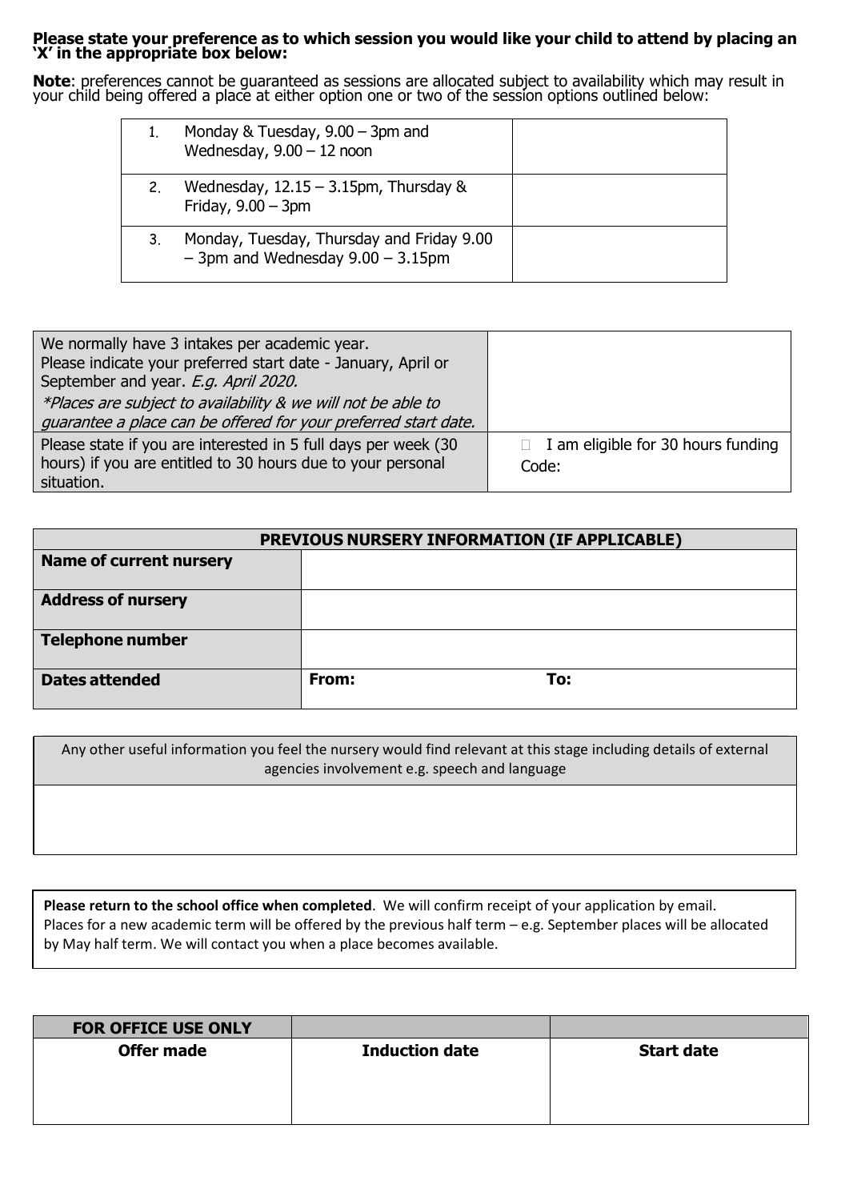**Please state your preference as to which session you would like your child to attend by placing an 'X' in the appropriate box below:**

**Note**: preferences cannot be guaranteed as sessions are allocated subject to availability which may result in your child being offered a place at either option one or two of the session options outlined below:

| | | |
|---|---|---|
| 1. | Monday & Tuesday, 9.00 – 3pm and Wednesday, 9.00 – 12 noon | |
| 2. | Wednesday, 12.15 – 3.15pm, Thursday & Friday, 9.00 – 3pm | |
| 3. | Monday, Tuesday, Thursday and Friday 9.00 – 3pm and Wednesday 9.00 – 3.15pm | |

| | |
|---|---|
| We normally have 3 intakes per academic year. Please indicate your preferred start date - January, April or September and year. *E.g. April 2020.* *\*Places are subject to availability & we will not be able to guarantee a place can be offered for your preferred start date.* | |
| Please state if you are interested in 5 full days per week (30 hours) if you are entitled to 30 hours due to your personal situation. | ☐ I am eligible for 30 hours funding Code: |

| PREVIOUS NURSERY INFORMATION (IF APPLICABLE) | | |
|---|---|---|
| **Name of current nursery** | | |
| **Address of nursery** | | |
| **Telephone number** | | |
| **Dates attended** | **From:** | **To:** |

| Any other useful information you feel the nursery would find relevant at this stage including details of external agencies involvement e.g. speech and language |
|---|
| |

**Please return to the school office when completed**. We will confirm receipt of your application by email. Places for a new academic term will be offered by the previous half term – e.g. September places will be allocated by May half term. We will contact you when a place becomes available.

| FOR OFFICE USE ONLY | | |
|---|---|---|
| **Offer made** | **Induction date** | **Start date** |
| | | |